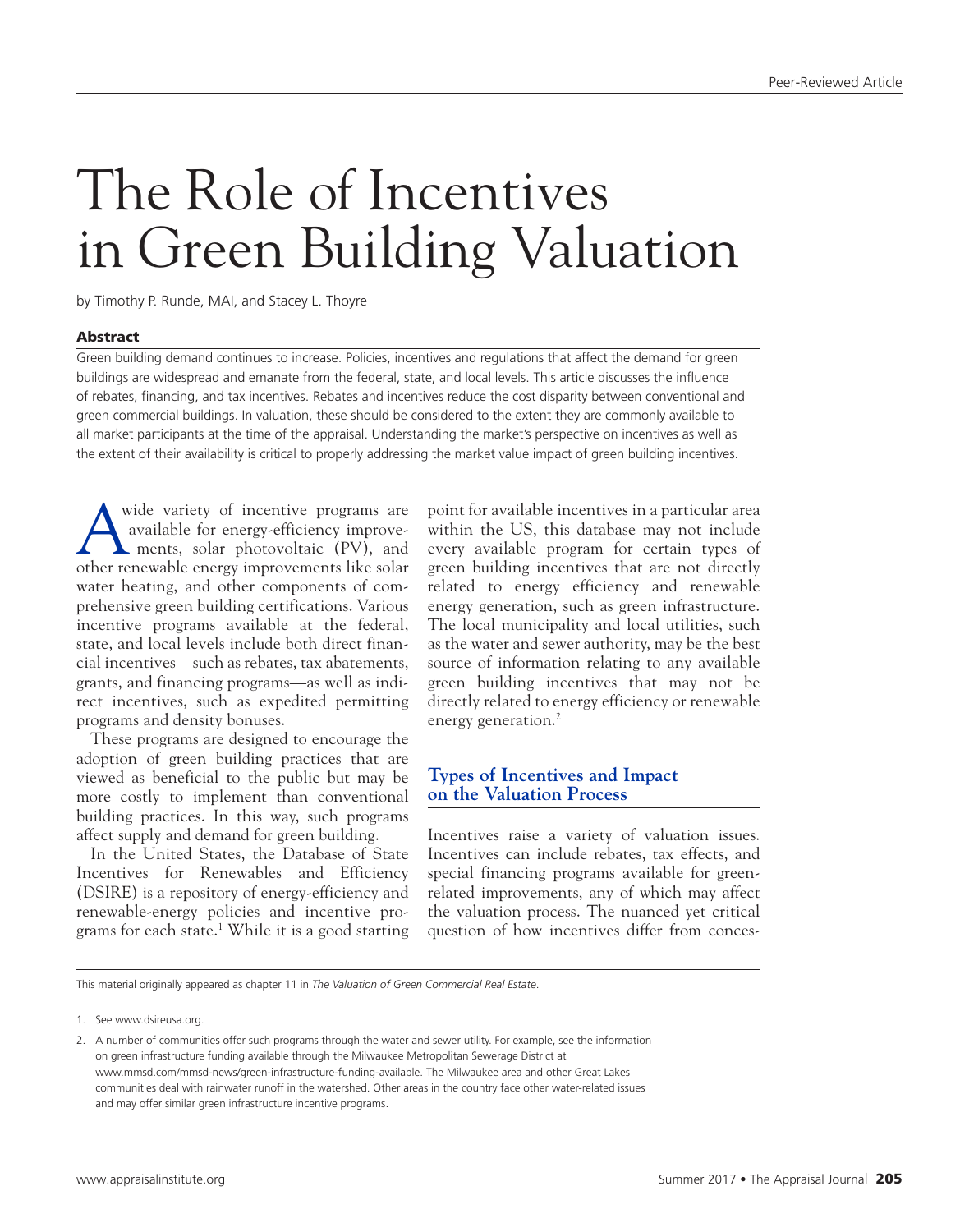# The Role of Incentives in Green Building Valuation

by Timothy P. Runde, MAI, and Stacey L. Thoyre

## Abstract

Green building demand continues to increase. Policies, incentives and regulations that affect the demand for green buildings are widespread and emanate from the federal, state, and local levels. This article discusses the influence of rebates, financing, and tax incentives. Rebates and incentives reduce the cost disparity between conventional and green commercial buildings. In valuation, these should be considered to the extent they are commonly available to all market participants at the time of the appraisal. Understanding the market's perspective on incentives as well as the extent of their availability is critical to properly addressing the market value impact of green building incentives.

A wide variety of incentive programs are available for energy-efficiency improvements, solar photovoltaic (PV), and other renewable energy improvements like solar water heating, and other components of comprehensive green building certifications. Various incentive programs available at the federal, state, and local levels include both direct financial incentives—such as rebates, tax abatements, grants, and financing programs—as well as indirect incentives, such as expedited permitting programs and density bonuses.

These programs are designed to encourage the adoption of green building practices that are viewed as beneficial to the public but may be more costly to implement than conventional building practices. In this way, such programs affect supply and demand for green building.

In the United States, the Database of State Incentives for Renewables and Efficiency (DSIRE) is a repository of energy-efficiency and renewable-energy policies and incentive programs for each state.[1] While it is a good starting point for available incentives in a particular area within the US, this database may not include every available program for certain types of green building incentives that are not directly related to energy efficiency and renewable energy generation, such as green infrastructure. The local municipality and local utilities, such as the water and sewer authority, may be the best source of information relating to any available green building incentives that may not be directly related to energy efficiency or renewable energy generation.[2]

## Types of Incentives and Impact on the Valuation Process

Incentives raise a variety of valuation issues. Incentives can include rebates, tax effects, and special financing programs available for green-related improvements, any of which may affect the valuation process. The nuanced yet critical question of how incentives differ from conces-

This material originally appeared as chapter 11 in *The Valuation of Green Commercial Real Estate*.

1. See www.dsireusa.org.

2. A number of communities offer such programs through the water and sewer utility. For example, see the information on green infrastructure funding available through the Milwaukee Metropolitan Sewerage District at www.mmsd.com/mmsd-news/green-infrastructure-funding-available. The Milwaukee area and other Great Lakes communities deal with rainwater runoff in the watershed. Other areas in the country face other water-related issues and may offer similar green infrastructure incentive programs.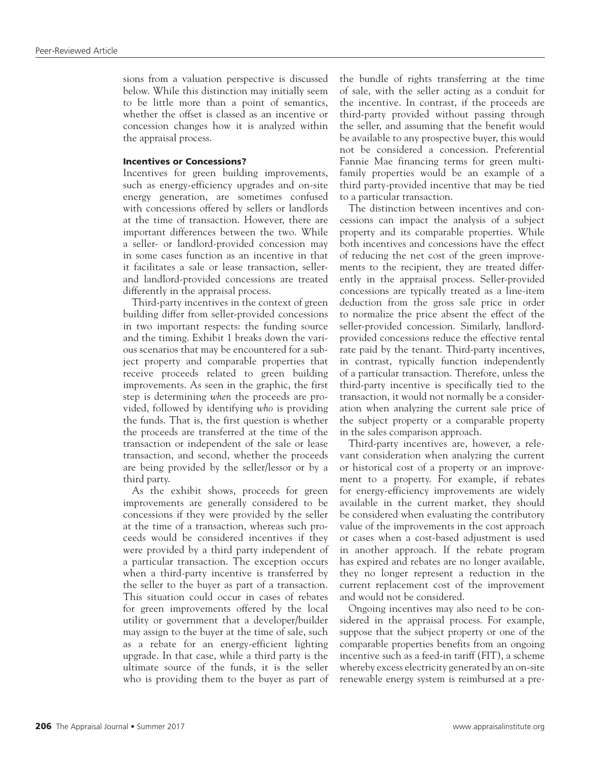sions from a valuation perspective is discussed below. While this distinction may initially seem to be little more than a point of semantics, whether the offset is classed as an incentive or concession changes how it is analyzed within the appraisal process.

### Incentives or Concessions?

Incentives for green building improvements, such as energy-efficiency upgrades and on-site energy generation, are sometimes confused with concessions offered by sellers or landlords at the time of transaction. However, there are important differences between the two. While a seller- or landlord-provided concession may in some cases function as an incentive in that it facilitates a sale or lease transaction, seller- and landlord-provided concessions are treated differently in the appraisal process.

Third-party incentives in the context of green building differ from seller-provided concessions in two important respects: the funding source and the timing. Exhibit 1 breaks down the various scenarios that may be encountered for a subject property and comparable properties that receive proceeds related to green building improvements. As seen in the graphic, the first step is determining *when* the proceeds are provided, followed by identifying *who* is providing the funds. That is, the first question is whether the proceeds are transferred at the time of the transaction or independent of the sale or lease transaction, and second, whether the proceeds are being provided by the seller/lessor or by a third party.

As the exhibit shows, proceeds for green improvements are generally considered to be concessions if they were provided by the seller at the time of a transaction, whereas such proceeds would be considered incentives if they were provided by a third party independent of a particular transaction. The exception occurs when a third-party incentive is transferred by the seller to the buyer as part of a transaction. This situation could occur in cases of rebates for green improvements offered by the local utility or government that a developer/builder may assign to the buyer at the time of sale, such as a rebate for an energy-efficient lighting upgrade. In that case, while a third party is the ultimate source of the funds, it is the seller who is providing them to the buyer as part of the bundle of rights transferring at the time of sale, with the seller acting as a conduit for the incentive. In contrast, if the proceeds are third-party provided without passing through the seller, and assuming that the benefit would be available to any prospective buyer, this would not be considered a concession. Preferential Fannie Mae financing terms for green multifamily properties would be an example of a third party-provided incentive that may be tied to a particular transaction.

The distinction between incentives and concessions can impact the analysis of a subject property and its comparable properties. While both incentives and concessions have the effect of reducing the net cost of the green improvements to the recipient, they are treated differently in the appraisal process. Seller-provided concessions are typically treated as a line-item deduction from the gross sale price in order to normalize the price absent the effect of the seller-provided concession. Similarly, landlord-provided concessions reduce the effective rental rate paid by the tenant. Third-party incentives, in contrast, typically function independently of a particular transaction. Therefore, unless the third-party incentive is specifically tied to the transaction, it would not normally be a consideration when analyzing the current sale price of the subject property or a comparable property in the sales comparison approach.

Third-party incentives are, however, a relevant consideration when analyzing the current or historical cost of a property or an improvement to a property. For example, if rebates for energy-efficiency improvements are widely available in the current market, they should be considered when evaluating the contributory value of the improvements in the cost approach or cases when a cost-based adjustment is used in another approach. If the rebate program has expired and rebates are no longer available, they no longer represent a reduction in the current replacement cost of the improvement and would not be considered.

Ongoing incentives may also need to be considered in the appraisal process. For example, suppose that the subject property or one of the comparable properties benefits from an ongoing incentive such as a feed-in tariff (FIT), a scheme whereby excess electricity generated by an on-site renewable energy system is reimbursed at a pre-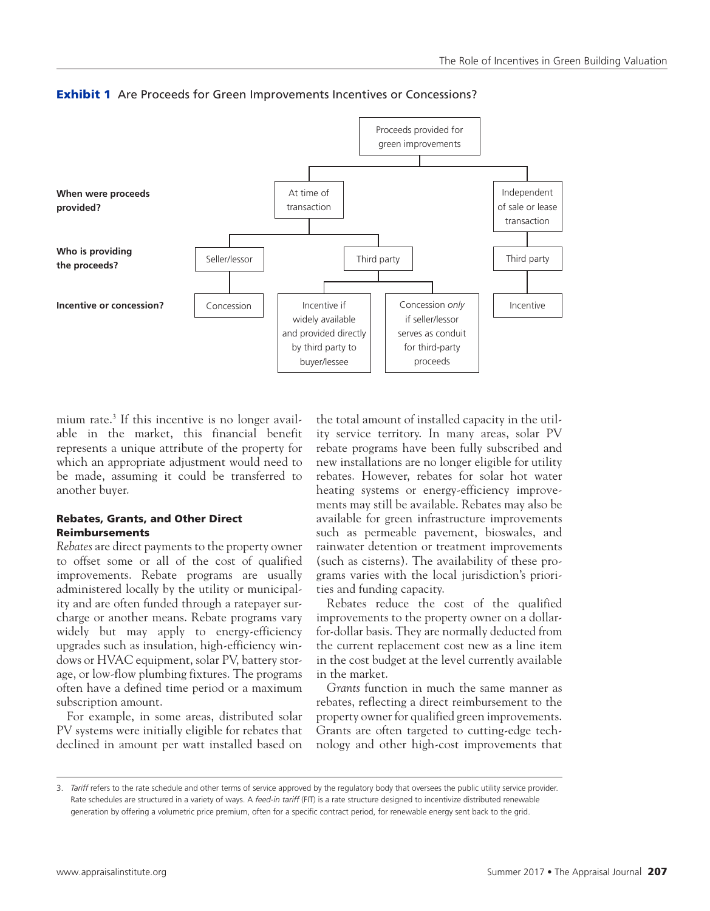**Exhibit 1** Are Proceeds for Green Improvements Incentives or Concessions?

- Proceeds provided for green improvements
  - **When were proceeds provided?** At time of transaction
    - **Who is providing the proceeds?** Seller/lessor
      - **Incentive or concession?** Concession
    - **Who is providing the proceeds?** Third party
      - **Incentive or concession?** Incentive if widely available and provided directly by third party to buyer/lessee
      - **Incentive or concession?** Concession *only* if seller/lessor serves as conduit for third-party proceeds
  - **When were proceeds provided?** Independent of sale or lease transaction
    - **Who is providing the proceeds?** Third party
      - **Incentive or concession?** Incentive

mium rate.[3] If this incentive is no longer available in the market, this financial benefit represents a unique attribute of the property for which an appropriate adjustment would need to be made, assuming it could be transferred to another buyer.

### Rebates, Grants, and Other Direct Reimbursements

*Rebates* are direct payments to the property owner to offset some or all of the cost of qualified improvements. Rebate programs are usually administered locally by the utility or municipality and are often funded through a ratepayer surcharge or another means. Rebate programs vary widely but may apply to energy-efficiency upgrades such as insulation, high-efficiency windows or HVAC equipment, solar PV, battery storage, or low-flow plumbing fixtures. The programs often have a defined time period or a maximum subscription amount.

For example, in some areas, distributed solar PV systems were initially eligible for rebates that declined in amount per watt installed based on the total amount of installed capacity in the utility service territory. In many areas, solar PV rebate programs have been fully subscribed and new installations are no longer eligible for utility rebates. However, rebates for solar hot water heating systems or energy-efficiency improvements may still be available. Rebates may also be available for green infrastructure improvements such as permeable pavement, bioswales, and rainwater detention or treatment improvements (such as cisterns). The availability of these programs varies with the local jurisdiction's priorities and funding capacity.

Rebates reduce the cost of the qualified improvements to the property owner on a dollar-for-dollar basis. They are normally deducted from the current replacement cost new as a line item in the cost budget at the level currently available in the market.

*Grants* function in much the same manner as rebates, reflecting a direct reimbursement to the property owner for qualified green improvements. Grants are often targeted to cutting-edge technology and other high-cost improvements that

3. *Tariff* refers to the rate schedule and other terms of service approved by the regulatory body that oversees the public utility service provider. Rate schedules are structured in a variety of ways. A *feed-in tariff* (FIT) is a rate structure designed to incentivize distributed renewable generation by offering a volumetric price premium, often for a specific contract period, for renewable energy sent back to the grid.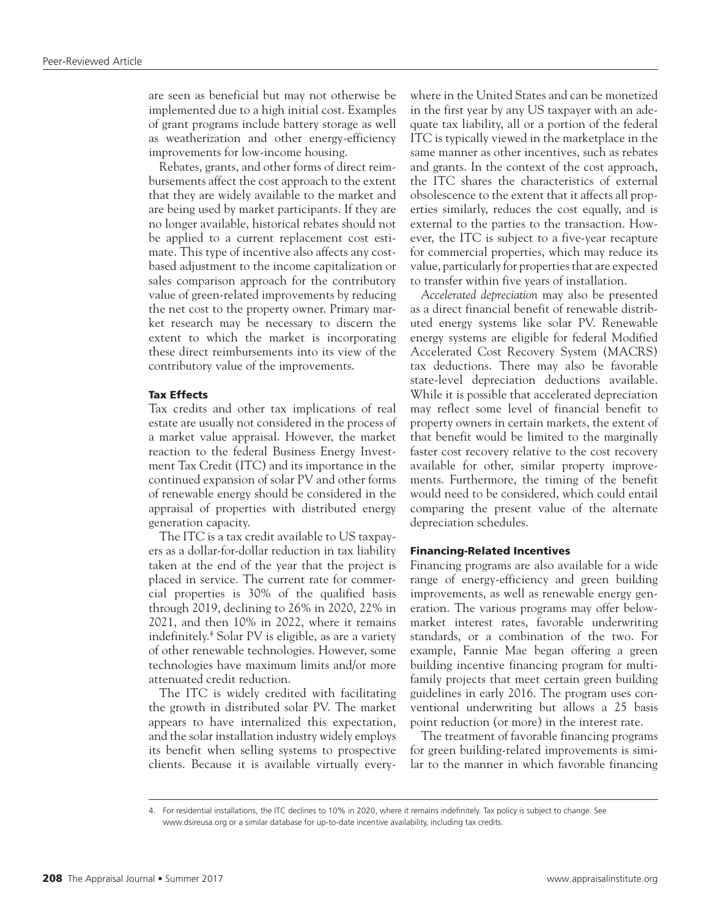are seen as beneficial but may not otherwise be implemented due to a high initial cost. Examples of grant programs include battery storage as well as weatherization and other energy-efficiency improvements for low-income housing.

Rebates, grants, and other forms of direct reimbursements affect the cost approach to the extent that they are widely available to the market and are being used by market participants. If they are no longer available, historical rebates should not be applied to a current replacement cost estimate. This type of incentive also affects any cost-based adjustment to the income capitalization or sales comparison approach for the contributory value of green-related improvements by reducing the net cost to the property owner. Primary market research may be necessary to discern the extent to which the market is incorporating these direct reimbursements into its view of the contributory value of the improvements.

### Tax Effects

Tax credits and other tax implications of real estate are usually not considered in the process of a market value appraisal. However, the market reaction to the federal Business Energy Investment Tax Credit (ITC) and its importance in the continued expansion of solar PV and other forms of renewable energy should be considered in the appraisal of properties with distributed energy generation capacity.

The ITC is a tax credit available to US taxpayers as a dollar-for-dollar reduction in tax liability taken at the end of the year that the project is placed in service. The current rate for commercial properties is 30% of the qualified basis through 2019, declining to 26% in 2020, 22% in 2021, and then 10% in 2022, where it remains indefinitely.[4] Solar PV is eligible, as are a variety of other renewable technologies. However, some technologies have maximum limits and/or more attenuated credit reduction.

The ITC is widely credited with facilitating the growth in distributed solar PV. The market appears to have internalized this expectation, and the solar installation industry widely employs its benefit when selling systems to prospective clients. Because it is available virtually everywhere in the United States and can be monetized in the first year by any US taxpayer with an adequate tax liability, all or a portion of the federal ITC is typically viewed in the marketplace in the same manner as other incentives, such as rebates and grants. In the context of the cost approach, the ITC shares the characteristics of external obsolescence to the extent that it affects all properties similarly, reduces the cost equally, and is external to the parties to the transaction. However, the ITC is subject to a five-year recapture for commercial properties, which may reduce its value, particularly for properties that are expected to transfer within five years of installation.

*Accelerated depreciation* may also be presented as a direct financial benefit of renewable distributed energy systems like solar PV. Renewable energy systems are eligible for federal Modified Accelerated Cost Recovery System (MACRS) tax deductions. There may also be favorable state-level depreciation deductions available. While it is possible that accelerated depreciation may reflect some level of financial benefit to property owners in certain markets, the extent of that benefit would be limited to the marginally faster cost recovery relative to the cost recovery available for other, similar property improvements. Furthermore, the timing of the benefit would need to be considered, which could entail comparing the present value of the alternate depreciation schedules.

### Financing-Related Incentives

Financing programs are also available for a wide range of energy-efficiency and green building improvements, as well as renewable energy generation. The various programs may offer below-market interest rates, favorable underwriting standards, or a combination of the two. For example, Fannie Mae began offering a green building incentive financing program for multifamily projects that meet certain green building guidelines in early 2016. The program uses conventional underwriting but allows a 25 basis point reduction (or more) in the interest rate.

The treatment of favorable financing programs for green building-related improvements is similar to the manner in which favorable financing

4. For residential installations, the ITC declines to 10% in 2020, where it remains indefinitely. Tax policy is subject to change. See www.dsireusa.org or a similar database for up-to-date incentive availability, including tax credits.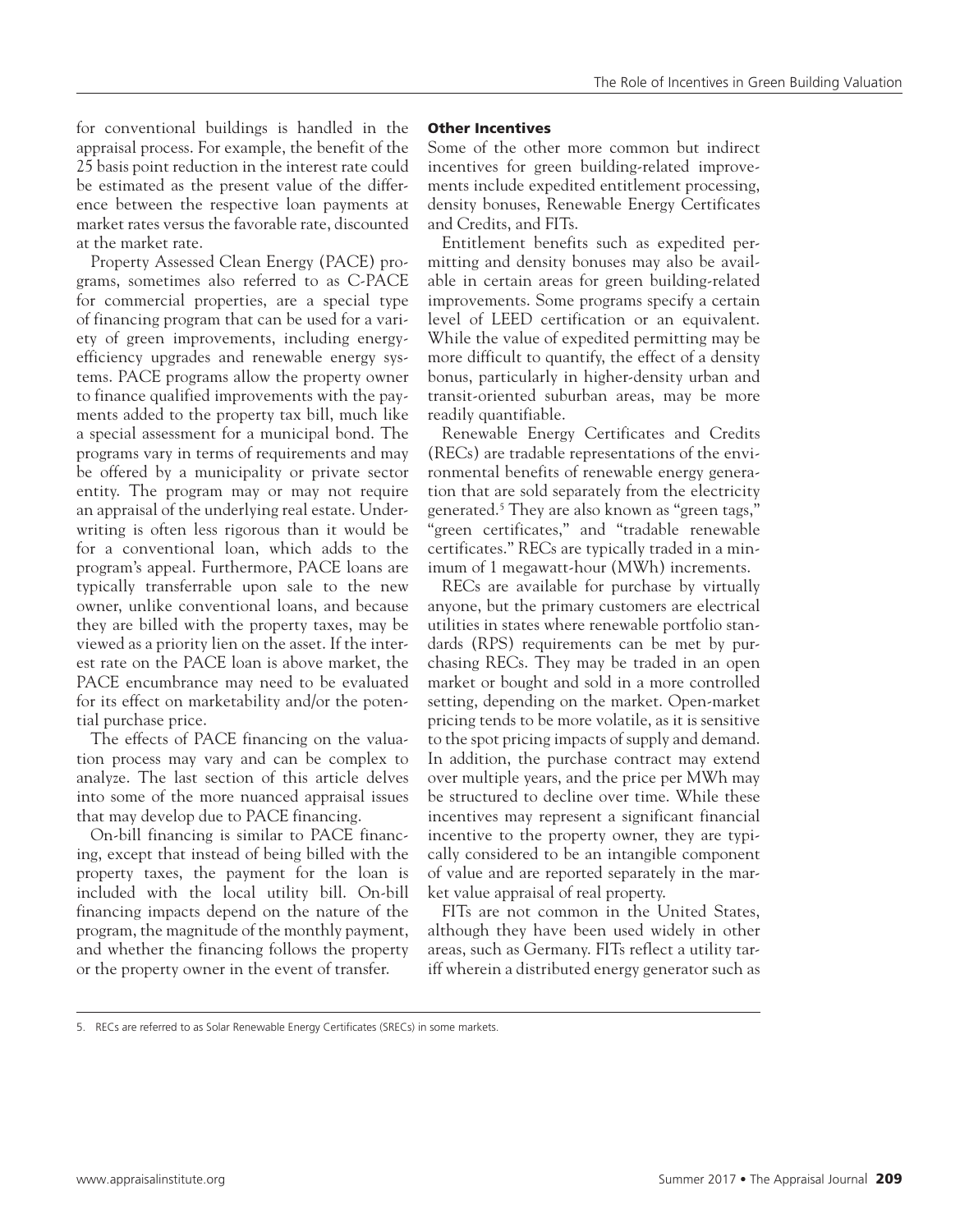for conventional buildings is handled in the appraisal process. For example, the benefit of the 25 basis point reduction in the interest rate could be estimated as the present value of the difference between the respective loan payments at market rates versus the favorable rate, discounted at the market rate.

Property Assessed Clean Energy (PACE) programs, sometimes also referred to as C-PACE for commercial properties, are a special type of financing program that can be used for a variety of green improvements, including energy-efficiency upgrades and renewable energy systems. PACE programs allow the property owner to finance qualified improvements with the payments added to the property tax bill, much like a special assessment for a municipal bond. The programs vary in terms of requirements and may be offered by a municipality or private sector entity. The program may or may not require an appraisal of the underlying real estate. Underwriting is often less rigorous than it would be for a conventional loan, which adds to the program's appeal. Furthermore, PACE loans are typically transferrable upon sale to the new owner, unlike conventional loans, and because they are billed with the property taxes, may be viewed as a priority lien on the asset. If the interest rate on the PACE loan is above market, the PACE encumbrance may need to be evaluated for its effect on marketability and/or the potential purchase price.

The effects of PACE financing on the valuation process may vary and can be complex to analyze. The last section of this article delves into some of the more nuanced appraisal issues that may develop due to PACE financing.

On-bill financing is similar to PACE financing, except that instead of being billed with the property taxes, the payment for the loan is included with the local utility bill. On-bill financing impacts depend on the nature of the program, the magnitude of the monthly payment, and whether the financing follows the property or the property owner in the event of transfer.

### Other Incentives

Some of the other more common but indirect incentives for green building-related improvements include expedited entitlement processing, density bonuses, Renewable Energy Certificates and Credits, and FITs.

Entitlement benefits such as expedited permitting and density bonuses may also be available in certain areas for green building-related improvements. Some programs specify a certain level of LEED certification or an equivalent. While the value of expedited permitting may be more difficult to quantify, the effect of a density bonus, particularly in higher-density urban and transit-oriented suburban areas, may be more readily quantifiable.

Renewable Energy Certificates and Credits (RECs) are tradable representations of the environmental benefits of renewable energy generation that are sold separately from the electricity generated.[5] They are also known as "green tags," "green certificates," and "tradable renewable certificates." RECs are typically traded in a minimum of 1 megawatt-hour (MWh) increments.

RECs are available for purchase by virtually anyone, but the primary customers are electrical utilities in states where renewable portfolio standards (RPS) requirements can be met by purchasing RECs. They may be traded in an open market or bought and sold in a more controlled setting, depending on the market. Open-market pricing tends to be more volatile, as it is sensitive to the spot pricing impacts of supply and demand. In addition, the purchase contract may extend over multiple years, and the price per MWh may be structured to decline over time. While these incentives may represent a significant financial incentive to the property owner, they are typically considered to be an intangible component of value and are reported separately in the market value appraisal of real property.

FITs are not common in the United States, although they have been used widely in other areas, such as Germany. FITs reflect a utility tariff wherein a distributed energy generator such as

5. RECs are referred to as Solar Renewable Energy Certificates (SRECs) in some markets.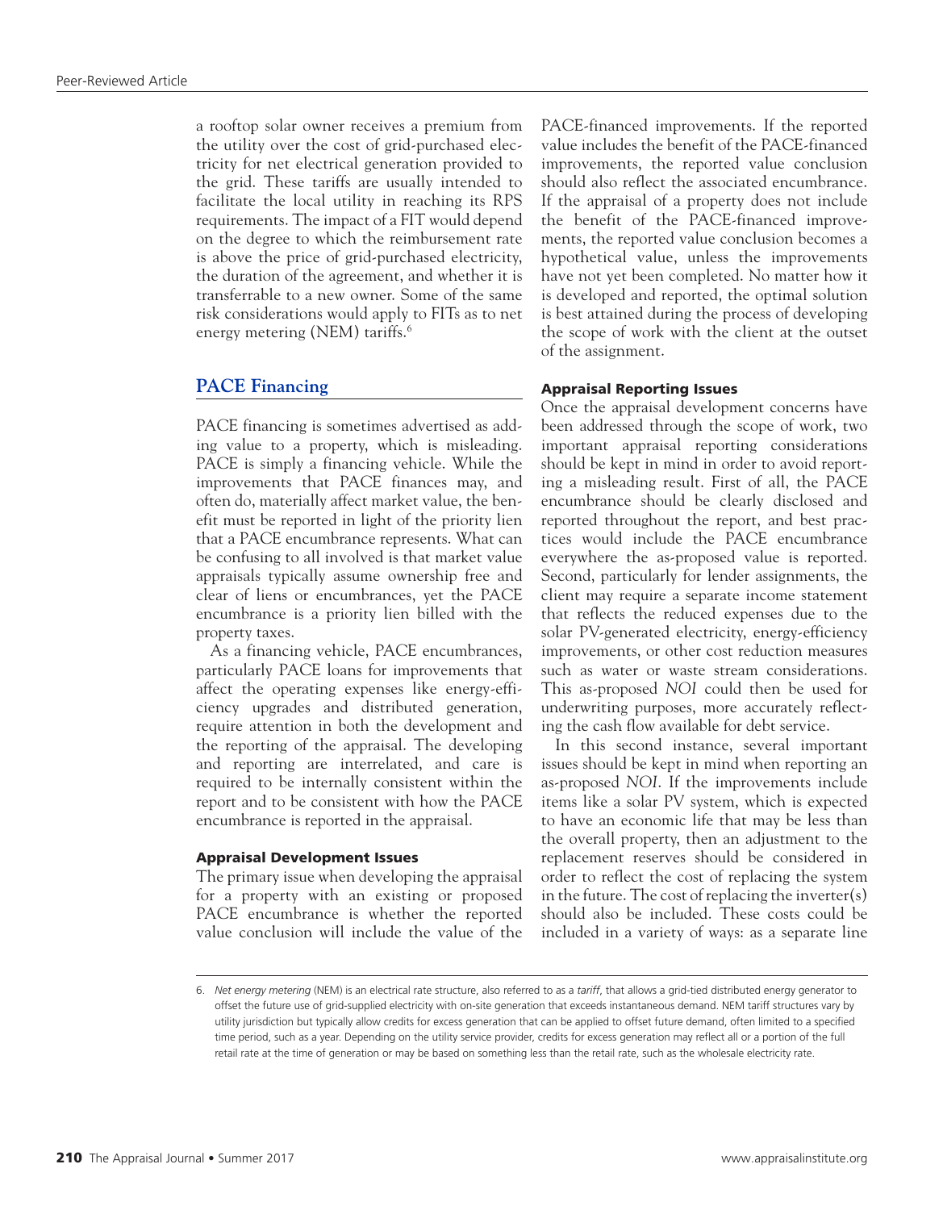a rooftop solar owner receives a premium from the utility over the cost of grid-purchased electricity for net electrical generation provided to the grid. These tariffs are usually intended to facilitate the local utility in reaching its RPS requirements. The impact of a FIT would depend on the degree to which the reimbursement rate is above the price of grid-purchased electricity, the duration of the agreement, and whether it is transferrable to a new owner. Some of the same risk considerations would apply to FITs as to net energy metering (NEM) tariffs.[6]

## PACE Financing

PACE financing is sometimes advertised as adding value to a property, which is misleading. PACE is simply a financing vehicle. While the improvements that PACE finances may, and often do, materially affect market value, the benefit must be reported in light of the priority lien that a PACE encumbrance represents. What can be confusing to all involved is that market value appraisals typically assume ownership free and clear of liens or encumbrances, yet the PACE encumbrance is a priority lien billed with the property taxes.

As a financing vehicle, PACE encumbrances, particularly PACE loans for improvements that affect the operating expenses like energy-efficiency upgrades and distributed generation, require attention in both the development and the reporting of the appraisal. The developing and reporting are interrelated, and care is required to be internally consistent within the report and to be consistent with how the PACE encumbrance is reported in the appraisal.

### Appraisal Development Issues

The primary issue when developing the appraisal for a property with an existing or proposed PACE encumbrance is whether the reported value conclusion will include the value of the PACE-financed improvements. If the reported value includes the benefit of the PACE-financed improvements, the reported value conclusion should also reflect the associated encumbrance. If the appraisal of a property does not include the benefit of the PACE-financed improvements, the reported value conclusion becomes a hypothetical value, unless the improvements have not yet been completed. No matter how it is developed and reported, the optimal solution is best attained during the process of developing the scope of work with the client at the outset of the assignment.

### Appraisal Reporting Issues

Once the appraisal development concerns have been addressed through the scope of work, two important appraisal reporting considerations should be kept in mind in order to avoid reporting a misleading result. First of all, the PACE encumbrance should be clearly disclosed and reported throughout the report, and best practices would include the PACE encumbrance everywhere the as-proposed value is reported. Second, particularly for lender assignments, the client may require a separate income statement that reflects the reduced expenses due to the solar PV-generated electricity, energy-efficiency improvements, or other cost reduction measures such as water or waste stream considerations. This as-proposed *NOI* could then be used for underwriting purposes, more accurately reflecting the cash flow available for debt service.

In this second instance, several important issues should be kept in mind when reporting an as-proposed *NOI*. If the improvements include items like a solar PV system, which is expected to have an economic life that may be less than the overall property, then an adjustment to the replacement reserves should be considered in order to reflect the cost of replacing the system in the future. The cost of replacing the inverter(s) should also be included. These costs could be included in a variety of ways: as a separate line

6. *Net energy metering* (NEM) is an electrical rate structure, also referred to as a *tariff*, that allows a grid-tied distributed energy generator to offset the future use of grid-supplied electricity with on-site generation that exceeds instantaneous demand. NEM tariff structures vary by utility jurisdiction but typically allow credits for excess generation that can be applied to offset future demand, often limited to a specified time period, such as a year. Depending on the utility service provider, credits for excess generation may reflect all or a portion of the full retail rate at the time of generation or may be based on something less than the retail rate, such as the wholesale electricity rate.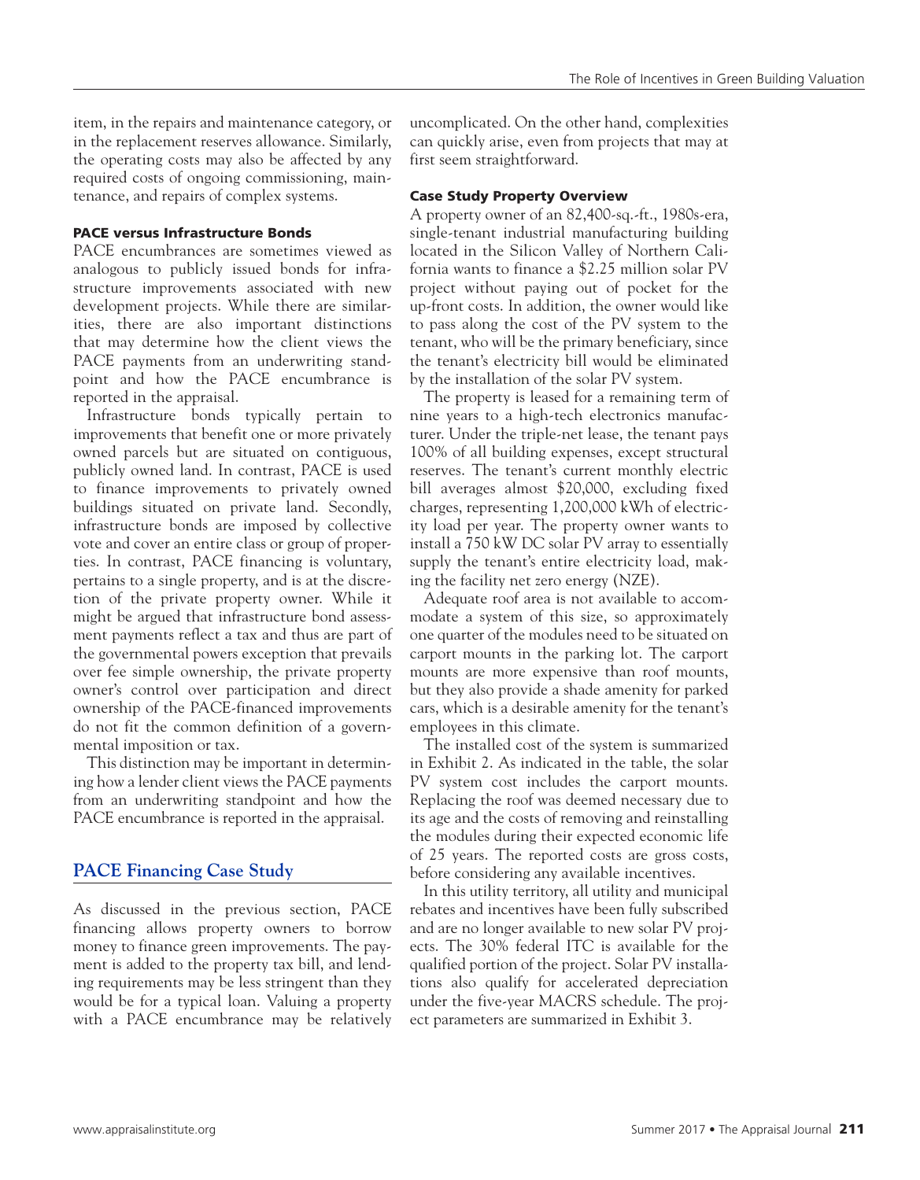item, in the repairs and maintenance category, or in the replacement reserves allowance. Similarly, the operating costs may also be affected by any required costs of ongoing commissioning, maintenance, and repairs of complex systems.

#### PACE versus Infrastructure Bonds

PACE encumbrances are sometimes viewed as analogous to publicly issued bonds for infrastructure improvements associated with new development projects. While there are similarities, there are also important distinctions that may determine how the client views the PACE payments from an underwriting standpoint and how the PACE encumbrance is reported in the appraisal.

Infrastructure bonds typically pertain to improvements that benefit one or more privately owned parcels but are situated on contiguous, publicly owned land. In contrast, PACE is used to finance improvements to privately owned buildings situated on private land. Secondly, infrastructure bonds are imposed by collective vote and cover an entire class or group of properties. In contrast, PACE financing is voluntary, pertains to a single property, and is at the discretion of the private property owner. While it might be argued that infrastructure bond assessment payments reflect a tax and thus are part of the governmental powers exception that prevails over fee simple ownership, the private property owner's control over participation and direct ownership of the PACE-financed improvements do not fit the common definition of a governmental imposition or tax.

This distinction may be important in determining how a lender client views the PACE payments from an underwriting standpoint and how the PACE encumbrance is reported in the appraisal.

## PACE Financing Case Study

As discussed in the previous section, PACE financing allows property owners to borrow money to finance green improvements. The payment is added to the property tax bill, and lending requirements may be less stringent than they would be for a typical loan. Valuing a property with a PACE encumbrance may be relatively uncomplicated. On the other hand, complexities can quickly arise, even from projects that may at first seem straightforward.

#### Case Study Property Overview

A property owner of an 82,400-sq.-ft., 1980s-era, single-tenant industrial manufacturing building located in the Silicon Valley of Northern California wants to finance a $2.25 million solar PV project without paying out of pocket for the up-front costs. In addition, the owner would like to pass along the cost of the PV system to the tenant, who will be the primary beneficiary, since the tenant's electricity bill would be eliminated by the installation of the solar PV system.

The property is leased for a remaining term of nine years to a high-tech electronics manufacturer. Under the triple-net lease, the tenant pays 100% of all building expenses, except structural reserves. The tenant's current monthly electric bill averages almost $20,000, excluding fixed charges, representing 1,200,000 kWh of electricity load per year. The property owner wants to install a 750 kW DC solar PV array to essentially supply the tenant's entire electricity load, making the facility net zero energy (NZE).

Adequate roof area is not available to accommodate a system of this size, so approximately one quarter of the modules need to be situated on carport mounts in the parking lot. The carport mounts are more expensive than roof mounts, but they also provide a shade amenity for parked cars, which is a desirable amenity for the tenant's employees in this climate.

The installed cost of the system is summarized in Exhibit 2. As indicated in the table, the solar PV system cost includes the carport mounts. Replacing the roof was deemed necessary due to its age and the costs of removing and reinstalling the modules during their expected economic life of 25 years. The reported costs are gross costs, before considering any available incentives.

In this utility territory, all utility and municipal rebates and incentives have been fully subscribed and are no longer available to new solar PV projects. The 30% federal ITC is available for the qualified portion of the project. Solar PV installations also qualify for accelerated depreciation under the five-year MACRS schedule. The project parameters are summarized in Exhibit 3.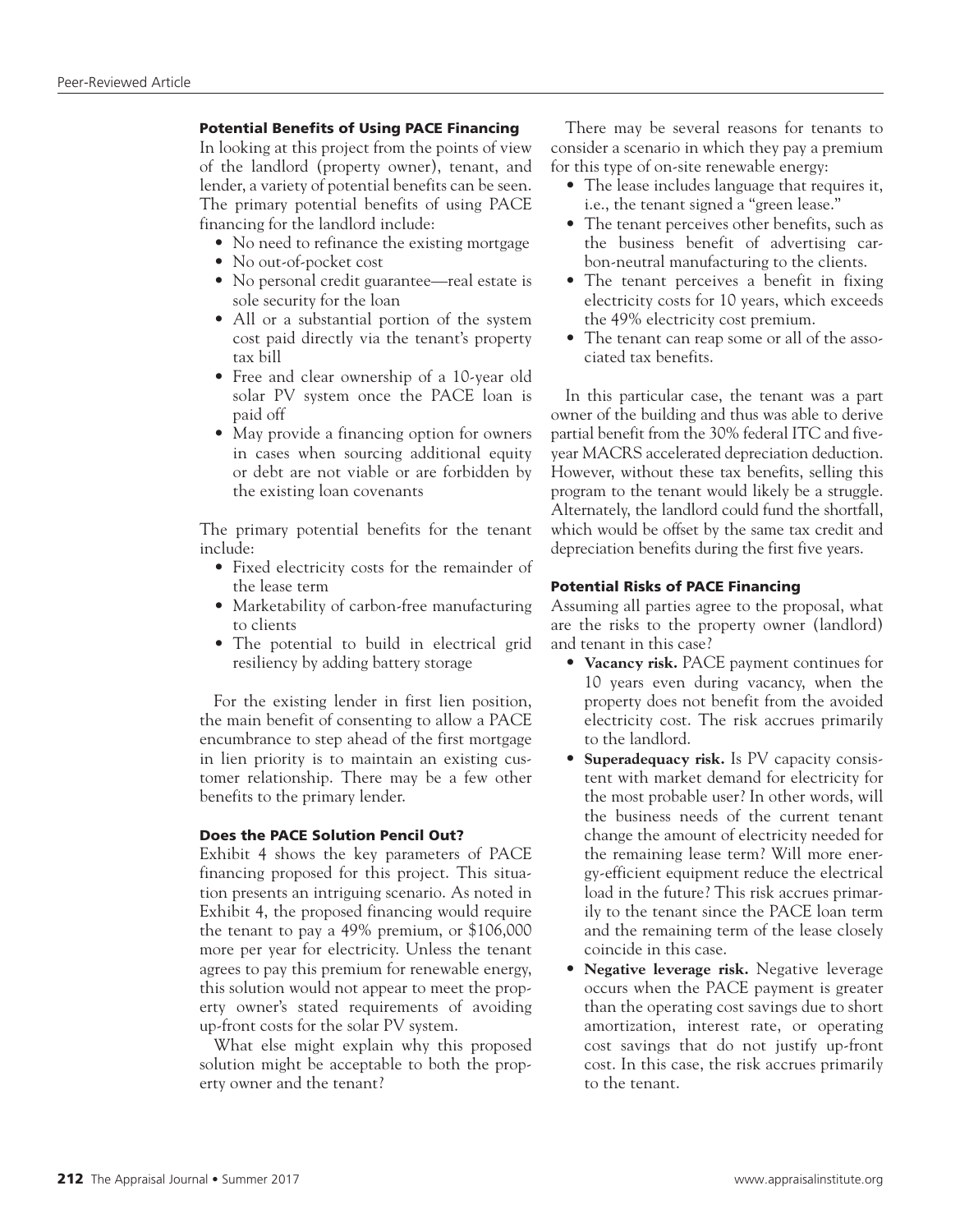### Potential Benefits of Using PACE Financing

In looking at this project from the points of view of the landlord (property owner), tenant, and lender, a variety of potential benefits can be seen. The primary potential benefits of using PACE financing for the landlord include:

- No need to refinance the existing mortgage
- No out-of-pocket cost
- No personal credit guarantee—real estate is sole security for the loan
- All or a substantial portion of the system cost paid directly via the tenant's property tax bill
- Free and clear ownership of a 10-year old solar PV system once the PACE loan is paid off
- May provide a financing option for owners in cases when sourcing additional equity or debt are not viable or are forbidden by the existing loan covenants

The primary potential benefits for the tenant include:

- Fixed electricity costs for the remainder of the lease term
- Marketability of carbon-free manufacturing to clients
- The potential to build in electrical grid resiliency by adding battery storage

For the existing lender in first lien position, the main benefit of consenting to allow a PACE encumbrance to step ahead of the first mortgage in lien priority is to maintain an existing customer relationship. There may be a few other benefits to the primary lender.

### Does the PACE Solution Pencil Out?

Exhibit 4 shows the key parameters of PACE financing proposed for this project. This situation presents an intriguing scenario. As noted in Exhibit 4, the proposed financing would require the tenant to pay a 49% premium, or $106,000 more per year for electricity. Unless the tenant agrees to pay this premium for renewable energy, this solution would not appear to meet the property owner's stated requirements of avoiding up-front costs for the solar PV system.

What else might explain why this proposed solution might be acceptable to both the property owner and the tenant?

There may be several reasons for tenants to consider a scenario in which they pay a premium for this type of on-site renewable energy:

- The lease includes language that requires it, i.e., the tenant signed a "green lease."
- The tenant perceives other benefits, such as the business benefit of advertising carbon-neutral manufacturing to the clients.
- The tenant perceives a benefit in fixing electricity costs for 10 years, which exceeds the 49% electricity cost premium.
- The tenant can reap some or all of the associated tax benefits.

In this particular case, the tenant was a part owner of the building and thus was able to derive partial benefit from the 30% federal ITC and five-year MACRS accelerated depreciation deduction. However, without these tax benefits, selling this program to the tenant would likely be a struggle. Alternately, the landlord could fund the shortfall, which would be offset by the same tax credit and depreciation benefits during the first five years.

### Potential Risks of PACE Financing

Assuming all parties agree to the proposal, what are the risks to the property owner (landlord) and tenant in this case?

- **Vacancy risk.** PACE payment continues for 10 years even during vacancy, when the property does not benefit from the avoided electricity cost. The risk accrues primarily to the landlord.
- **Superadequacy risk.** Is PV capacity consistent with market demand for electricity for the most probable user? In other words, will the business needs of the current tenant change the amount of electricity needed for the remaining lease term? Will more energy-efficient equipment reduce the electrical load in the future? This risk accrues primarily to the tenant since the PACE loan term and the remaining term of the lease closely coincide in this case.
- **Negative leverage risk.** Negative leverage occurs when the PACE payment is greater than the operating cost savings due to short amortization, interest rate, or operating cost savings that do not justify up-front cost. In this case, the risk accrues primarily to the tenant.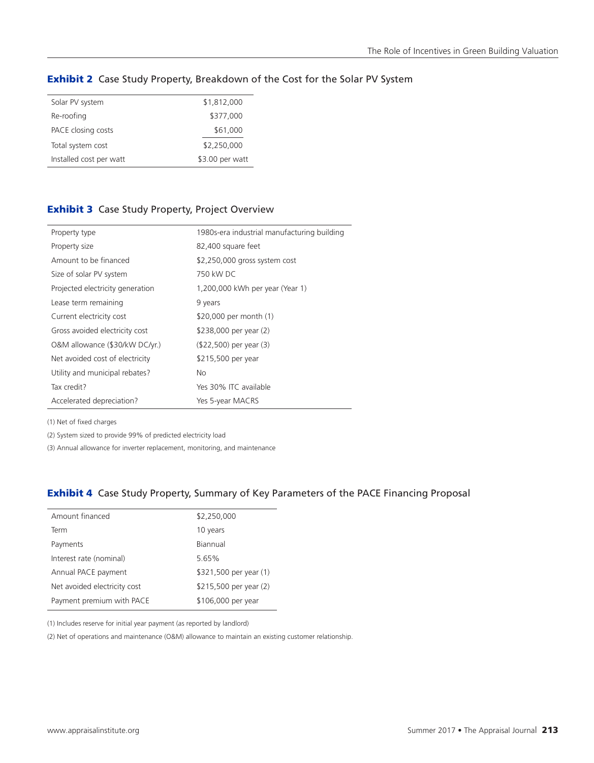### **Exhibit 2** Case Study Property, Breakdown of the Cost for the Solar PV System

| | |
|---|---|
| Solar PV system | $1,812,000 |
| Re-roofing | $377,000 |
| PACE closing costs | $61,000 |
| Total system cost | $2,250,000 |
| Installed cost per watt | $3.00 per watt |

### **Exhibit 3** Case Study Property, Project Overview

| | |
|---|---|
| Property type | 1980s-era industrial manufacturing building |
| Property size | 82,400 square feet |
| Amount to be financed | $2,250,000 gross system cost |
| Size of solar PV system | 750 kW DC |
| Projected electricity generation | 1,200,000 kWh per year (Year 1) |
| Lease term remaining | 9 years |
| Current electricity cost | $20,000 per month (1) |
| Gross avoided electricity cost | $238,000 per year (2) |
| O&M allowance ($30/kW DC/yr.) | ($22,500) per year (3) |
| Net avoided cost of electricity | $215,500 per year |
| Utility and municipal rebates? | No |
| Tax credit? | Yes 30% ITC available |
| Accelerated depreciation? | Yes 5-year MACRS |

(1) Net of fixed charges

(2) System sized to provide 99% of predicted electricity load

(3) Annual allowance for inverter replacement, monitoring, and maintenance

### **Exhibit 4** Case Study Property, Summary of Key Parameters of the PACE Financing Proposal

| | |
|---|---|
| Amount financed | $2,250,000 |
| Term | 10 years |
| Payments | Biannual |
| Interest rate (nominal) | 5.65% |
| Annual PACE payment | $321,500 per year (1) |
| Net avoided electricity cost | $215,500 per year (2) |
| Payment premium with PACE | $106,000 per year |

(1) Includes reserve for initial year payment (as reported by landlord)

(2) Net of operations and maintenance (O&M) allowance to maintain an existing customer relationship.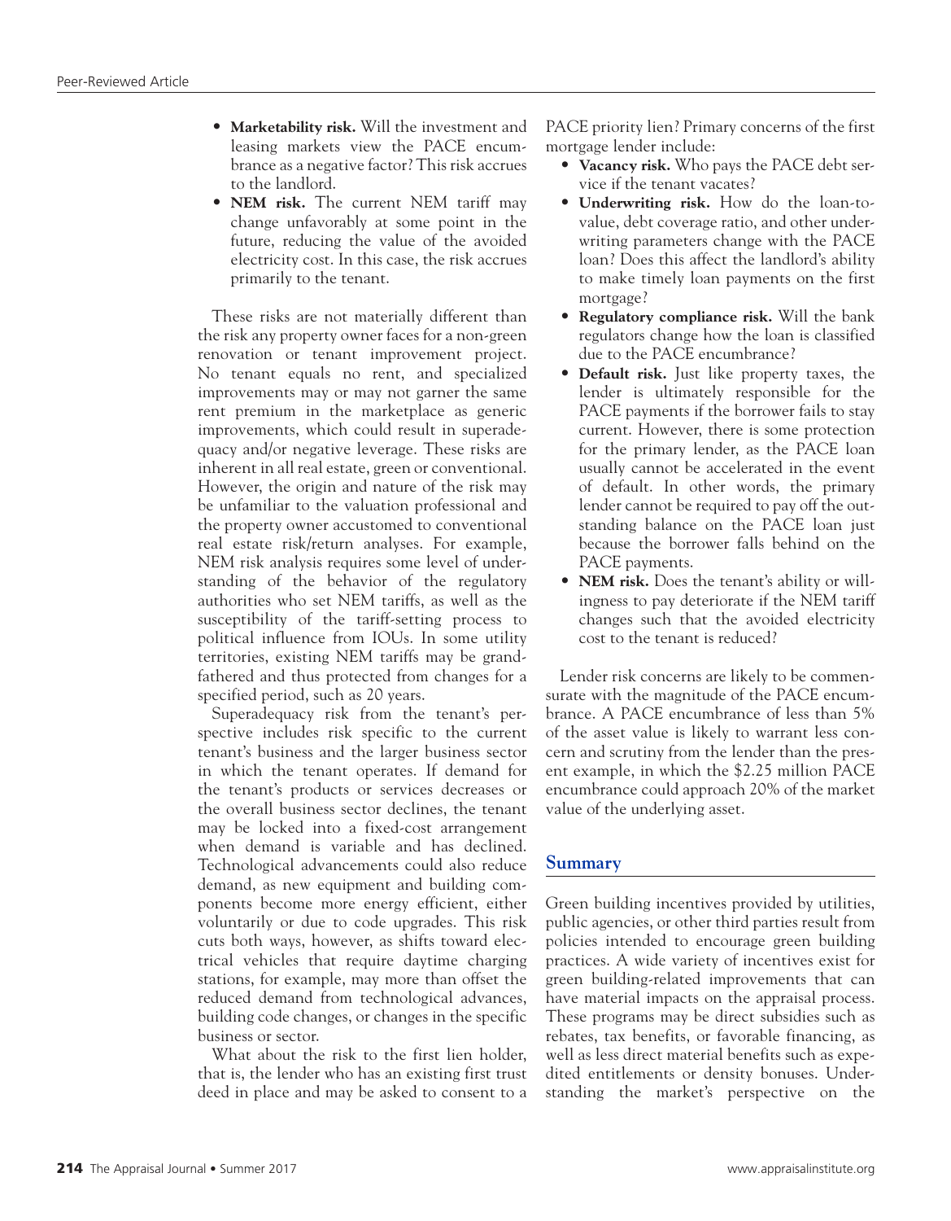- **Marketability risk.** Will the investment and leasing markets view the PACE encumbrance as a negative factor? This risk accrues to the landlord.
- **NEM risk.** The current NEM tariff may change unfavorably at some point in the future, reducing the value of the avoided electricity cost. In this case, the risk accrues primarily to the tenant.

These risks are not materially different than the risk any property owner faces for a non-green renovation or tenant improvement project. No tenant equals no rent, and specialized improvements may or may not garner the same rent premium in the marketplace as generic improvements, which could result in superadequacy and/or negative leverage. These risks are inherent in all real estate, green or conventional. However, the origin and nature of the risk may be unfamiliar to the valuation professional and the property owner accustomed to conventional real estate risk/return analyses. For example, NEM risk analysis requires some level of understanding of the behavior of the regulatory authorities who set NEM tariffs, as well as the susceptibility of the tariff-setting process to political influence from IOUs. In some utility territories, existing NEM tariffs may be grandfathered and thus protected from changes for a specified period, such as 20 years.

Superadequacy risk from the tenant's perspective includes risk specific to the current tenant's business and the larger business sector in which the tenant operates. If demand for the tenant's products or services decreases or the overall business sector declines, the tenant may be locked into a fixed-cost arrangement when demand is variable and has declined. Technological advancements could also reduce demand, as new equipment and building components become more energy efficient, either voluntarily or due to code upgrades. This risk cuts both ways, however, as shifts toward electrical vehicles that require daytime charging stations, for example, may more than offset the reduced demand from technological advances, building code changes, or changes in the specific business or sector.

What about the risk to the first lien holder, that is, the lender who has an existing first trust deed in place and may be asked to consent to a PACE priority lien? Primary concerns of the first mortgage lender include:

- **Vacancy risk.** Who pays the PACE debt service if the tenant vacates?
- **Underwriting risk.** How do the loan-to-value, debt coverage ratio, and other underwriting parameters change with the PACE loan? Does this affect the landlord's ability to make timely loan payments on the first mortgage?
- **Regulatory compliance risk.** Will the bank regulators change how the loan is classified due to the PACE encumbrance?
- **Default risk.** Just like property taxes, the lender is ultimately responsible for the PACE payments if the borrower fails to stay current. However, there is some protection for the primary lender, as the PACE loan usually cannot be accelerated in the event of default. In other words, the primary lender cannot be required to pay off the outstanding balance on the PACE loan just because the borrower falls behind on the PACE payments.
- **NEM risk.** Does the tenant's ability or willingness to pay deteriorate if the NEM tariff changes such that the avoided electricity cost to the tenant is reduced?

Lender risk concerns are likely to be commensurate with the magnitude of the PACE encumbrance. A PACE encumbrance of less than 5% of the asset value is likely to warrant less concern and scrutiny from the lender than the present example, in which the $2.25 million PACE encumbrance could approach 20% of the market value of the underlying asset.

## Summary

Green building incentives provided by utilities, public agencies, or other third parties result from policies intended to encourage green building practices. A wide variety of incentives exist for green building-related improvements that can have material impacts on the appraisal process. These programs may be direct subsidies such as rebates, tax benefits, or favorable financing, as well as less direct material benefits such as expedited entitlements or density bonuses. Understanding the market's perspective on the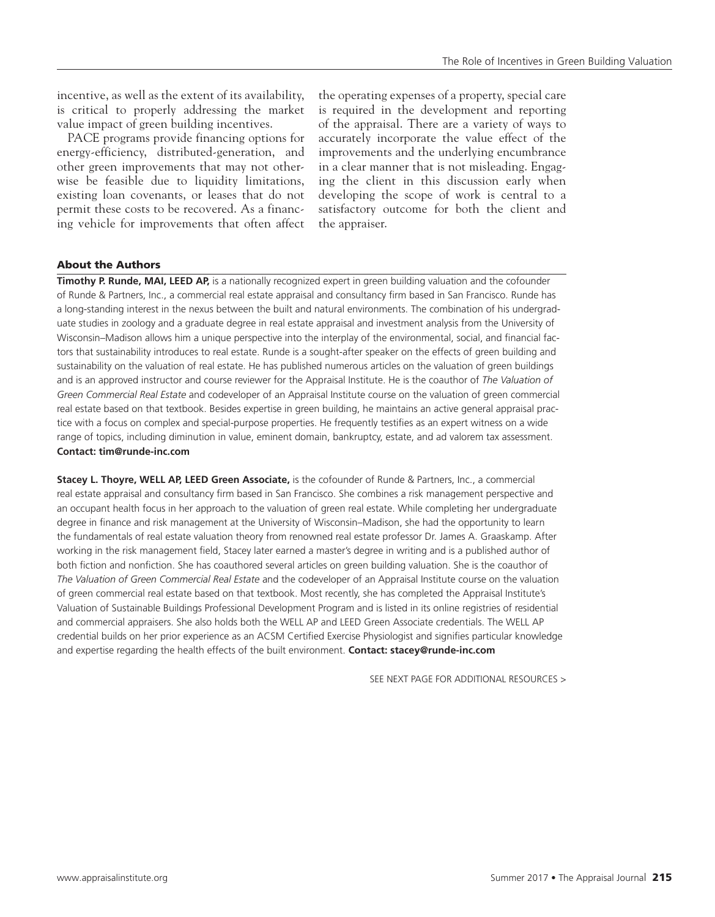incentive, as well as the extent of its availability, is critical to properly addressing the market value impact of green building incentives.

PACE programs provide financing options for energy-efficiency, distributed-generation, and other green improvements that may not otherwise be feasible due to liquidity limitations, existing loan covenants, or leases that do not permit these costs to be recovered. As a financing vehicle for improvements that often affect the operating expenses of a property, special care is required in the development and reporting of the appraisal. There are a variety of ways to accurately incorporate the value effect of the improvements and the underlying encumbrance in a clear manner that is not misleading. Engaging the client in this discussion early when developing the scope of work is central to a satisfactory outcome for both the client and the appraiser.

## About the Authors

**Timothy P. Runde, MAI, LEED AP,** is a nationally recognized expert in green building valuation and the cofounder of Runde & Partners, Inc., a commercial real estate appraisal and consultancy firm based in San Francisco. Runde has a long-standing interest in the nexus between the built and natural environments. The combination of his undergraduate studies in zoology and a graduate degree in real estate appraisal and investment analysis from the University of Wisconsin–Madison allows him a unique perspective into the interplay of the environmental, social, and financial factors that sustainability introduces to real estate. Runde is a sought-after speaker on the effects of green building and sustainability on the valuation of real estate. He has published numerous articles on the valuation of green buildings and is an approved instructor and course reviewer for the Appraisal Institute. He is the coauthor of *The Valuation of Green Commercial Real Estate* and codeveloper of an Appraisal Institute course on the valuation of green commercial real estate based on that textbook. Besides expertise in green building, he maintains an active general appraisal practice with a focus on complex and special-purpose properties. He frequently testifies as an expert witness on a wide range of topics, including diminution in value, eminent domain, bankruptcy, estate, and ad valorem tax assessment. **Contact: tim@runde-inc.com**

**Stacey L. Thoyre, WELL AP, LEED Green Associate,** is the cofounder of Runde & Partners, Inc., a commercial real estate appraisal and consultancy firm based in San Francisco. She combines a risk management perspective and an occupant health focus in her approach to the valuation of green real estate. While completing her undergraduate degree in finance and risk management at the University of Wisconsin–Madison, she had the opportunity to learn the fundamentals of real estate valuation theory from renowned real estate professor Dr. James A. Graaskamp. After working in the risk management field, Stacey later earned a master's degree in writing and is a published author of both fiction and nonfiction. She has coauthored several articles on green building valuation. She is the coauthor of *The Valuation of Green Commercial Real Estate* and the codeveloper of an Appraisal Institute course on the valuation of green commercial real estate based on that textbook. Most recently, she has completed the Appraisal Institute's Valuation of Sustainable Buildings Professional Development Program and is listed in its online registries of residential and commercial appraisers. She also holds both the WELL AP and LEED Green Associate credentials. The WELL AP credential builds on her prior experience as an ACSM Certified Exercise Physiologist and signifies particular knowledge and expertise regarding the health effects of the built environment. **Contact: stacey@runde-inc.com**

SEE NEXT PAGE FOR ADDITIONAL RESOURCES >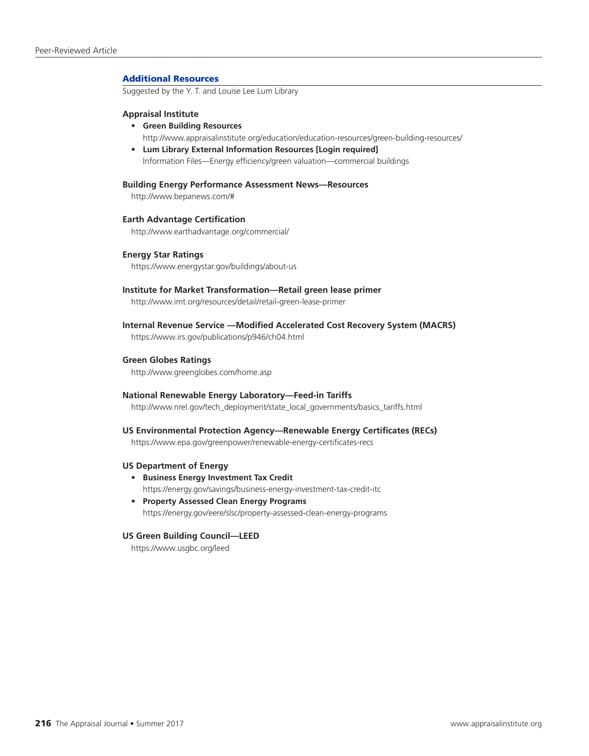## Additional Resources

Suggested by the Y. T. and Louise Lee Lum Library

**Appraisal Institute**

- **Green Building Resources**
  http://www.appraisalinstitute.org/education/education-resources/green-building-resources/
- **Lum Library External Information Resources [Login required]**
  Information Files—Energy efficiency/green valuation—commercial buildings

**Building Energy Performance Assessment News—Resources**
http://www.bepanews.com/#

**Earth Advantage Certification**
http://www.earthadvantage.org/commercial/

**Energy Star Ratings**
https://www.energystar.gov/buildings/about-us

**Institute for Market Transformation—Retail green lease primer**
http://www.imt.org/resources/detail/retail-green-lease-primer

**Internal Revenue Service —Modified Accelerated Cost Recovery System (MACRS)**
https://www.irs.gov/publications/p946/ch04.html

**Green Globes Ratings**
http://www.greenglobes.com/home.asp

**National Renewable Energy Laboratory—Feed-in Tariffs**
http://www.nrel.gov/tech_deployment/state_local_governments/basics_tariffs.html

**US Environmental Protection Agency—Renewable Energy Certificates (RECs)**
https://www.epa.gov/greenpower/renewable-energy-certificates-recs

**US Department of Energy**

- **Business Energy Investment Tax Credit**
  https://energy.gov/savings/business-energy-investment-tax-credit-itc
- **Property Assessed Clean Energy Programs**
  https://energy.gov/eere/slsc/property-assessed-clean-energy-programs

**US Green Building Council—LEED**
https://www.usgbc.org/leed